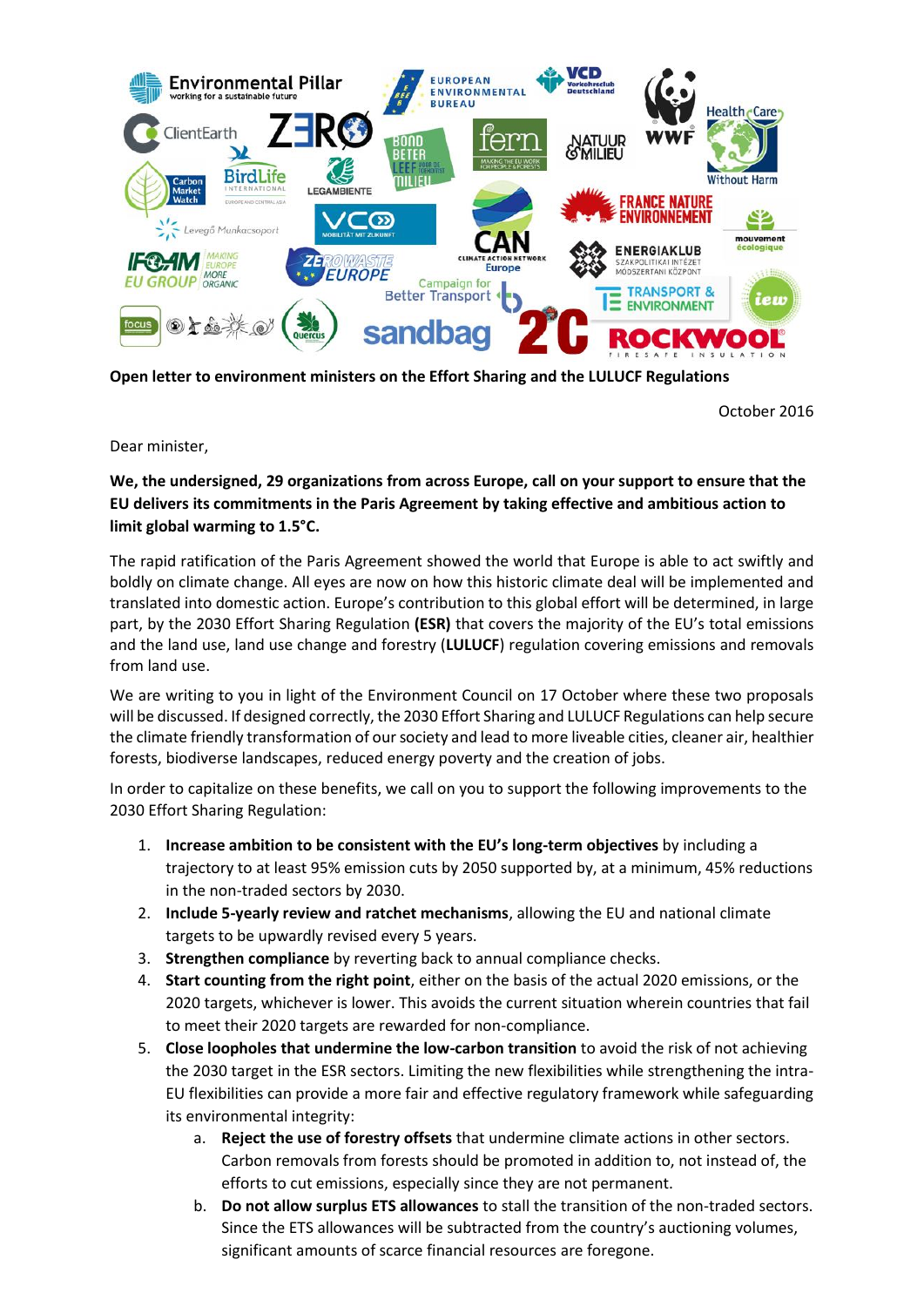**Open letter to environment ministers on the Effort Sharing and the LULUCF Regulations**

October 2016

Dear minister,

**We, the undersigned, 29 organizations from across Europe, call on your support to ensure that the EU delivers its commitments in the Paris Agreement by taking effective and ambitious action to limit global warming to 1.5°C.**

The rapid ratification of the Paris Agreement showed the world that Europe is able to act swiftly and boldly on climate change. All eyes are now on how this historic climate deal will be implemented and translated into domestic action. Europe's contribution to this global effort will be determined, in large part, by the 2030 Effort Sharing Regulation **(ESR)** that covers the majority of the EU's total emissions and the land use, land use change and forestry (**LULUCF**) regulation covering emissions and removals from land use.

We are writing to you in light of the Environment Council on 17 October where these two proposals will be discussed. If designed correctly, the 2030 Effort Sharing and LULUCF Regulations can help secure the climate friendly transformation of our society and lead to more liveable cities, cleaner air, healthier forests, biodiverse landscapes, reduced energy poverty and the creation of jobs.

In order to capitalize on these benefits, we call on you to support the following improvements to the 2030 Effort Sharing Regulation:

1. **Increase ambition to be consistent with the EU's long-term objectives** by including a trajectory to at least 95% emission cuts by 2050 supported by, at a minimum, 45% reductions in the non-traded sectors by 2030.
2. **Include 5-yearly review and ratchet mechanisms**, allowing the EU and national climate targets to be upwardly revised every 5 years.
3. **Strengthen compliance** by reverting back to annual compliance checks.
4. **Start counting from the right point**, either on the basis of the actual 2020 emissions, or the 2020 targets, whichever is lower. This avoids the current situation wherein countries that fail to meet their 2020 targets are rewarded for non-compliance.
5. **Close loopholes that undermine the low-carbon transition** to avoid the risk of not achieving the 2030 target in the ESR sectors. Limiting the new flexibilities while strengthening the intra-EU flexibilities can provide a more fair and effective regulatory framework while safeguarding its environmental integrity:
   a. **Reject the use of forestry offsets** that undermine climate actions in other sectors. Carbon removals from forests should be promoted in addition to, not instead of, the efforts to cut emissions, especially since they are not permanent.
   b. **Do not allow surplus ETS allowances** to stall the transition of the non-traded sectors. Since the ETS allowances will be subtracted from the country's auctioning volumes, significant amounts of scarce financial resources are foregone.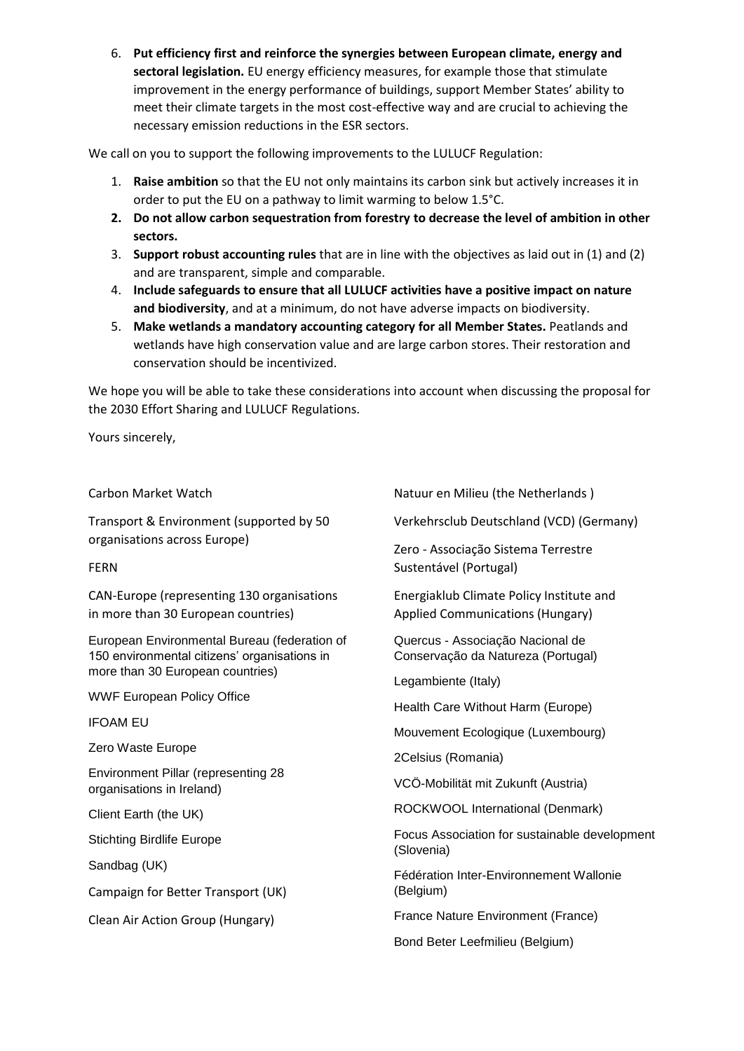6. **Put efficiency first and reinforce the synergies between European climate, energy and sectoral legislation.** EU energy efficiency measures, for example those that stimulate improvement in the energy performance of buildings, support Member States' ability to meet their climate targets in the most cost-effective way and are crucial to achieving the necessary emission reductions in the ESR sectors.

We call on you to support the following improvements to the LULUCF Regulation:

1. **Raise ambition** so that the EU not only maintains its carbon sink but actively increases it in order to put the EU on a pathway to limit warming to below 1.5°C.
2. **Do not allow carbon sequestration from forestry to decrease the level of ambition in other sectors.**
3. **Support robust accounting rules** that are in line with the objectives as laid out in (1) and (2) and are transparent, simple and comparable.
4. **Include safeguards to ensure that all LULUCF activities have a positive impact on nature and biodiversity**, and at a minimum, do not have adverse impacts on biodiversity.
5. **Make wetlands a mandatory accounting category for all Member States.** Peatlands and wetlands have high conservation value and are large carbon stores. Their restoration and conservation should be incentivized.

We hope you will be able to take these considerations into account when discussing the proposal for the 2030 Effort Sharing and LULUCF Regulations.

Yours sincerely,

Carbon Market Watch

Transport & Environment (supported by 50 organisations across Europe)

FERN

CAN-Europe (representing 130 organisations in more than 30 European countries)

European Environmental Bureau (federation of 150 environmental citizens' organisations in more than 30 European countries)

WWF European Policy Office

IFOAM EU

Zero Waste Europe

Environment Pillar (representing 28 organisations in Ireland)

Client Earth (the UK)

Stichting Birdlife Europe

Sandbag (UK)

Campaign for Better Transport (UK)

Clean Air Action Group (Hungary)

Natuur en Milieu (the Netherlands )

Verkehrsclub Deutschland (VCD) (Germany)

Zero - Associação Sistema Terrestre Sustentável (Portugal)

Energiaklub Climate Policy Institute and Applied Communications (Hungary)

Quercus - Associação Nacional de Conservação da Natureza (Portugal)

Legambiente (Italy)

Health Care Without Harm (Europe)

Mouvement Ecologique (Luxembourg)

2Celsius (Romania)

VCÖ-Mobilität mit Zukunft (Austria)

ROCKWOOL International (Denmark)

Focus Association for sustainable development (Slovenia)

Fédération Inter-Environnement Wallonie (Belgium)

France Nature Environment (France)

Bond Beter Leefmilieu (Belgium)